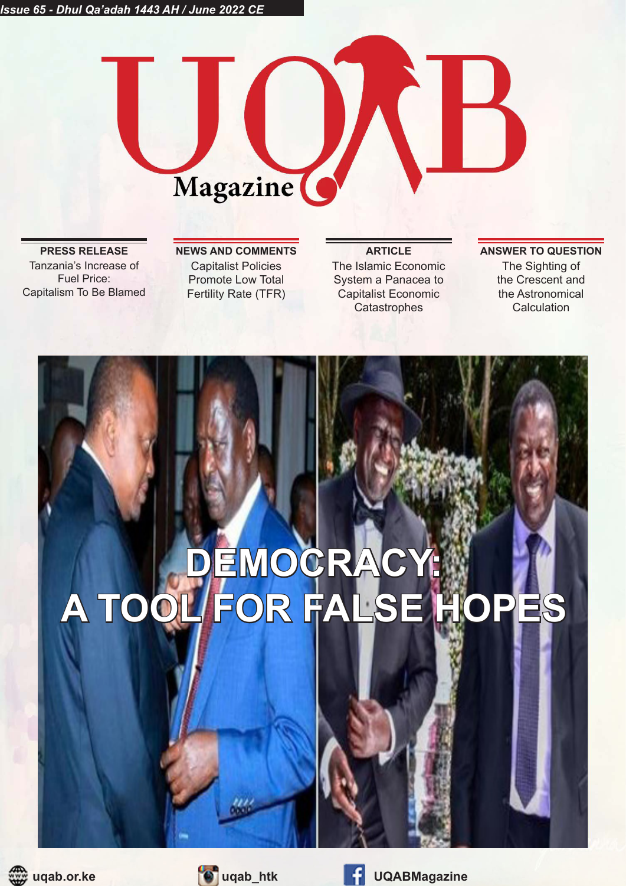*Issue 65 - Dhul Qa'adah 1443 AH / June 2022 CE*

# UQAB Magazine

**PRESS RELEASE**
Tanzania's Increase of Fuel Price: Capitalism To Be Blamed

**NEWS AND COMMENTS**
Capitalist Policies Promote Low Total Fertility Rate (TFR)

**ARTICLE**
The Islamic Economic System a Panacea to Capitalist Economic Catastrophes

**ANSWER TO QUESTION**
The Sighting of the Crescent and the Astronomical Calculation

# DEMOCRACY: A TOOL FOR FALSE HOPES

uqab.or.ke | uqab_htk | UQABMagazine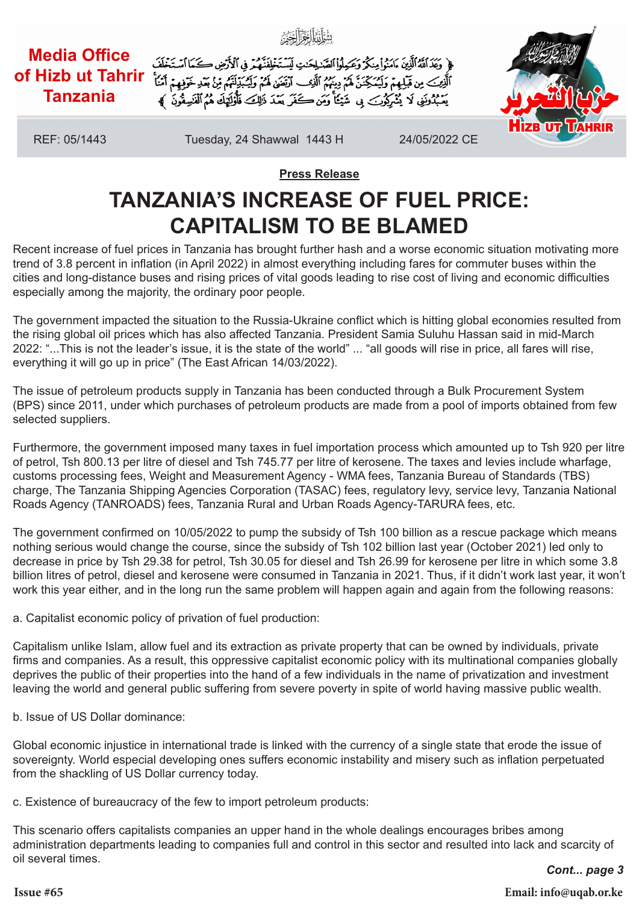Media Office of Hizb ut Tahrir Tanzania

﴿ وَعَدَ اللَّهُ الَّذِينَ آمَنُوا مِنكُمْ وَعَمِلُوا الصَّالِحَاتِ لَيَسْتَخْلِفَنَّهُمْ فِي الْأَرْضِ كَمَا اسْتَخْلَفَ الَّذِينَ مِن قَبْلِهِمْ وَلَيُمَكِّنَنَّ لَهُمْ دِينَهُمُ الَّذِي ارْتَضَىٰ لَهُمْ وَلَيُبَدِّلَنَّهُم مِّن بَعْدِ خَوْفِهِمْ أَمْنًا ۚ يَعْبُدُونَنِي لَا يُشْرِكُونَ بِي شَيْئًا ۚ وَمَن كَفَرَ بَعْدَ ذَٰلِكَ فَأُولَٰئِكَ هُمُ الْفَاسِقُونَ ﴾

REF: 05/1443 | Tuesday, 24 Shawwal 1443 H | 24/05/2022 CE

**Press Release**

# TANZANIA'S INCREASE OF FUEL PRICE: CAPITALISM TO BE BLAMED

Recent increase of fuel prices in Tanzania has brought further hash and a worse economic situation motivating more trend of 3.8 percent in inflation (in April 2022) in almost everything including fares for commuter buses within the cities and long-distance buses and rising prices of vital goods leading to rise cost of living and economic difficulties especially among the majority, the ordinary poor people.

The government impacted the situation to the Russia-Ukraine conflict which is hitting global economies resulted from the rising global oil prices which has also affected Tanzania. President Samia Suluhu Hassan said in mid-March 2022: "...This is not the leader's issue, it is the state of the world" ... "all goods will rise in price, all fares will rise, everything it will go up in price" (The East African 14/03/2022).

The issue of petroleum products supply in Tanzania has been conducted through a Bulk Procurement System (BPS) since 2011, under which purchases of petroleum products are made from a pool of imports obtained from few selected suppliers.

Furthermore, the government imposed many taxes in fuel importation process which amounted up to Tsh 920 per litre of petrol, Tsh 800.13 per litre of diesel and Tsh 745.77 per litre of kerosene. The taxes and levies include wharfage, customs processing fees, Weight and Measurement Agency - WMA fees, Tanzania Bureau of Standards (TBS) charge, The Tanzania Shipping Agencies Corporation (TASAC) fees, regulatory levy, service levy, Tanzania National Roads Agency (TANROADS) fees, Tanzania Rural and Urban Roads Agency-TARURA fees, etc.

The government confirmed on 10/05/2022 to pump the subsidy of Tsh 100 billion as a rescue package which means nothing serious would change the course, since the subsidy of Tsh 102 billion last year (October 2021) led only to decrease in price by Tsh 29.38 for petrol, Tsh 30.05 for diesel and Tsh 26.99 for kerosene per litre in which some 3.8 billion litres of petrol, diesel and kerosene were consumed in Tanzania in 2021. Thus, if it didn't work last year, it won't work this year either, and in the long run the same problem will happen again and again from the following reasons:

a. Capitalist economic policy of privation of fuel production:

Capitalism unlike Islam, allow fuel and its extraction as private property that can be owned by individuals, private firms and companies. As a result, this oppressive capitalist economic policy with its multinational companies globally deprives the public of their properties into the hand of a few individuals in the name of privatization and investment leaving the world and general public suffering from severe poverty in spite of world having massive public wealth.

b. Issue of US Dollar dominance:

Global economic injustice in international trade is linked with the currency of a single state that erode the issue of sovereignty. World especial developing ones suffers economic instability and misery such as inflation perpetuated from the shackling of US Dollar currency today.

c. Existence of bureaucracy of the few to import petroleum products:

This scenario offers capitalists companies an upper hand in the whole dealings encourages bribes among administration departments leading to companies full and control in this sector and resulted into lack and scarcity of oil several times.

***Cont... page 3***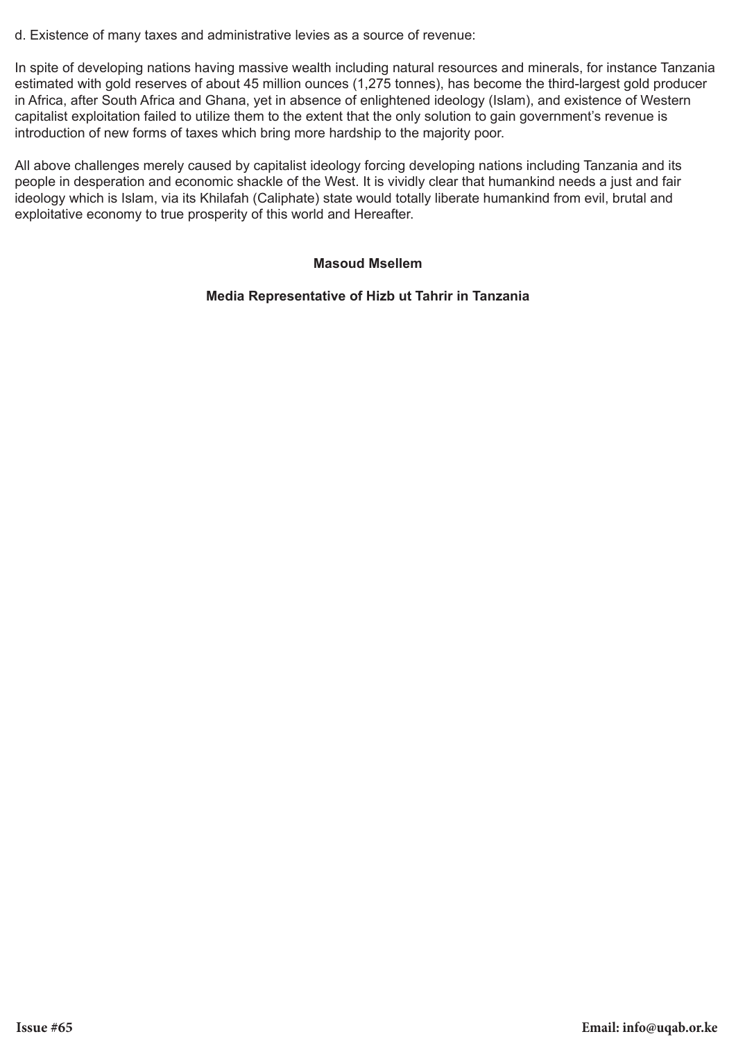d. Existence of many taxes and administrative levies as a source of revenue:

In spite of developing nations having massive wealth including natural resources and minerals, for instance Tanzania estimated with gold reserves of about 45 million ounces (1,275 tonnes), has become the third-largest gold producer in Africa, after South Africa and Ghana, yet in absence of enlightened ideology (Islam), and existence of Western capitalist exploitation failed to utilize them to the extent that the only solution to gain government's revenue is introduction of new forms of taxes which bring more hardship to the majority poor.

All above challenges merely caused by capitalist ideology forcing developing nations including Tanzania and its people in desperation and economic shackle of the West. It is vividly clear that humankind needs a just and fair ideology which is Islam, via its Khilafah (Caliphate) state would totally liberate humankind from evil, brutal and exploitative economy to true prosperity of this world and Hereafter.

**Masoud Msellem**

**Media Representative of Hizb ut Tahrir in Tanzania**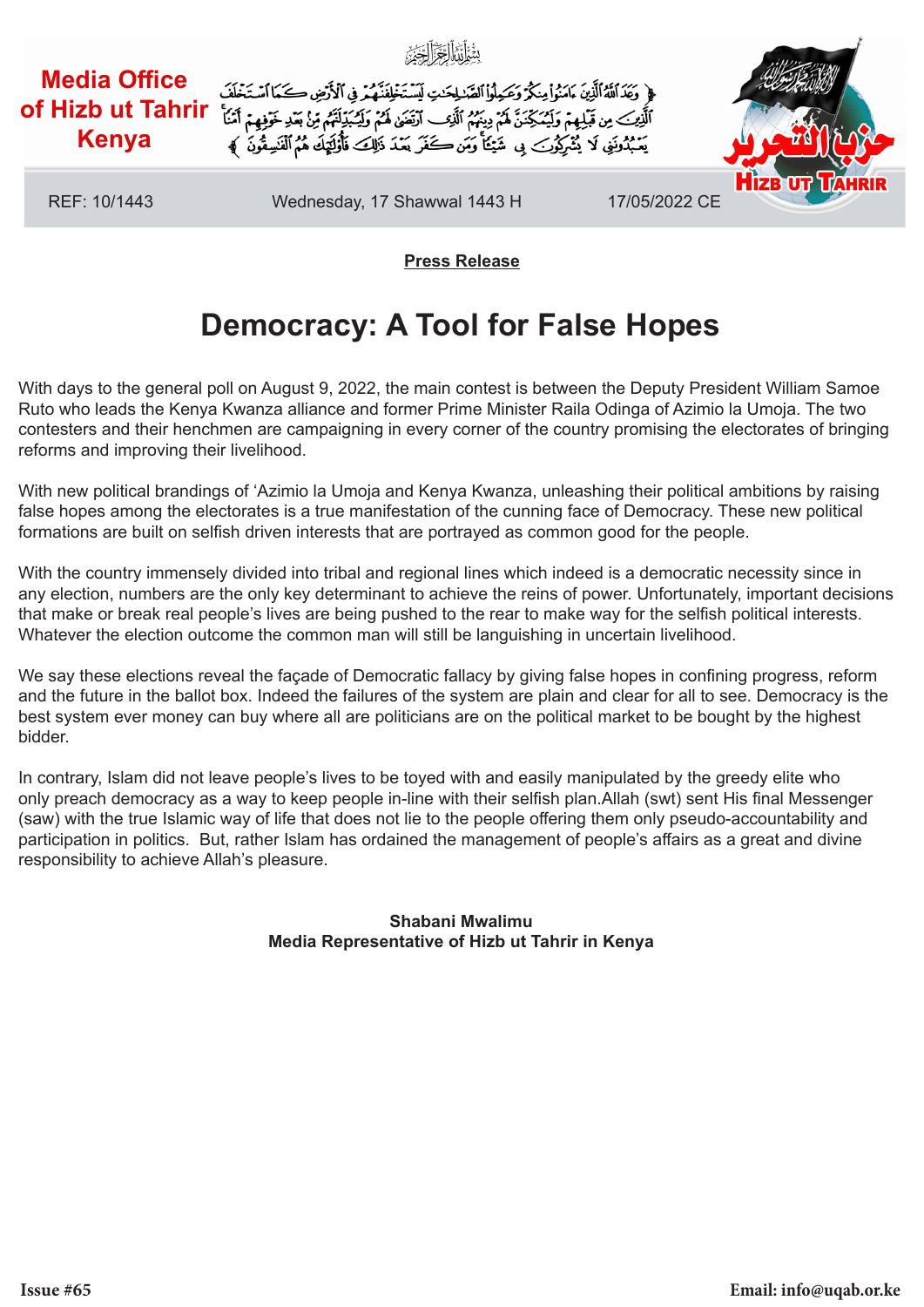**Media Office of Hizb ut Tahrir Kenya**

بِسۡمِ ٱللَّهِ ٱلرَّحۡمَٰنِ ٱلرَّحِيمِ

﴿ وَعَدَ ٱللَّهُ ٱلَّذِينَ ءَامَنُواْ مِنكُمۡ وَعَمِلُواْ ٱلصَّٰلِحَٰتِ لَيَسۡتَخۡلِفَنَّهُمۡ فِي ٱلۡأَرۡضِ كَمَا ٱسۡتَخۡلَفَ ٱلَّذِينَ مِن قَبۡلِهِمۡ وَلَيُمَكِّنَنَّ لَهُمۡ دِينَهُمُ ٱلَّذِي ٱرۡتَضَىٰ لَهُمۡ وَلَيُبَدِّلَنَّهُم مِّنۢ بَعۡدِ خَوۡفِهِمۡ أَمۡنٗاۚ يَعۡبُدُونَنِي لَا يُشۡرِكُونَ بِي شَيۡـٔٗاۚ وَمَن كَفَرَ بَعۡدَ ذَٰلِكَ فَأُوْلَٰٓئِكَ هُمُ ٱلۡفَٰسِقُونَ ﴾

حزب التحرير
Hizb ut Tahrir

REF: 10/1443 | Wednesday, 17 Shawwal 1443 H | 17/05/2022 CE

**Press Release**

# Democracy: A Tool for False Hopes

With days to the general poll on August 9, 2022, the main contest is between the Deputy President William Samoe Ruto who leads the Kenya Kwanza alliance and former Prime Minister Raila Odinga of Azimio la Umoja. The two contesters and their henchmen are campaigning in every corner of the country promising the electorates of bringing reforms and improving their livelihood.

With new political brandings of 'Azimio la Umoja and Kenya Kwanza, unleashing their political ambitions by raising false hopes among the electorates is a true manifestation of the cunning face of Democracy. These new political formations are built on selfish driven interests that are portrayed as common good for the people.

With the country immensely divided into tribal and regional lines which indeed is a democratic necessity since in any election, numbers are the only key determinant to achieve the reins of power. Unfortunately, important decisions that make or break real people's lives are being pushed to the rear to make way for the selfish political interests. Whatever the election outcome the common man will still be languishing in uncertain livelihood.

We say these elections reveal the façade of Democratic fallacy by giving false hopes in confining progress, reform and the future in the ballot box. Indeed the failures of the system are plain and clear for all to see. Democracy is the best system ever money can buy where all are politicians are on the political market to be bought by the highest bidder.

In contrary, Islam did not leave people's lives to be toyed with and easily manipulated by the greedy elite who only preach democracy as a way to keep people in-line with their selfish plan.Allah (swt) sent His final Messenger (saw) with the true Islamic way of life that does not lie to the people offering them only pseudo-accountability and participation in politics. But, rather Islam has ordained the management of people's affairs as a great and divine responsibility to achieve Allah's pleasure.

**Shabani Mwalimu**
**Media Representative of Hizb ut Tahrir in Kenya**

Issue #65

Email: info@uqab.or.ke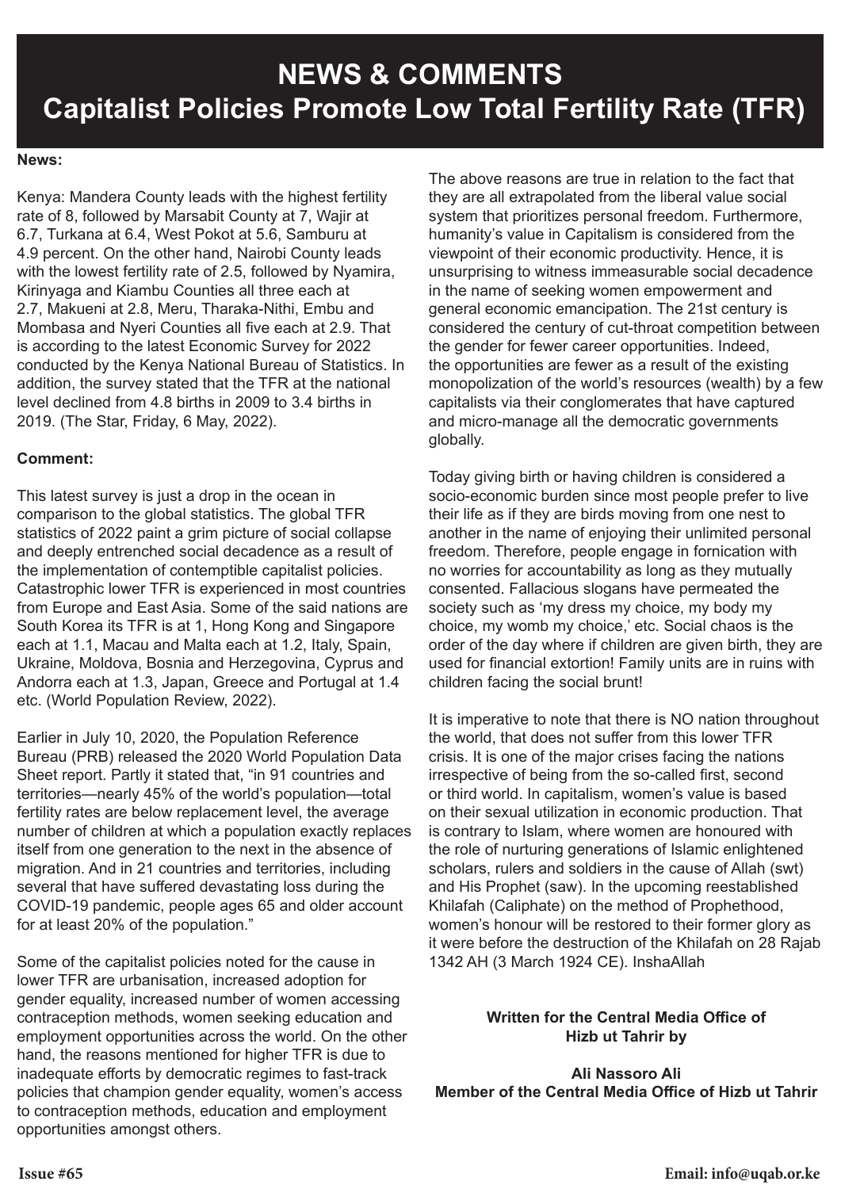# NEWS & COMMENTS
# Capitalist Policies Promote Low Total Fertility Rate (TFR)

**News:**

Kenya: Mandera County leads with the highest fertility rate of 8, followed by Marsabit County at 7, Wajir at 6.7, Turkana at 6.4, West Pokot at 5.6, Samburu at 4.9 percent. On the other hand, Nairobi County leads with the lowest fertility rate of 2.5, followed by Nyamira, Kirinyaga and Kiambu Counties all three each at 2.7, Makueni at 2.8, Meru, Tharaka-Nithi, Embu and Mombasa and Nyeri Counties all five each at 2.9. That is according to the latest Economic Survey for 2022 conducted by the Kenya National Bureau of Statistics. In addition, the survey stated that the TFR at the national level declined from 4.8 births in 2009 to 3.4 births in 2019. (The Star, Friday, 6 May, 2022).

**Comment:**

This latest survey is just a drop in the ocean in comparison to the global statistics. The global TFR statistics of 2022 paint a grim picture of social collapse and deeply entrenched social decadence as a result of the implementation of contemptible capitalist policies. Catastrophic lower TFR is experienced in most countries from Europe and East Asia. Some of the said nations are South Korea its TFR is at 1, Hong Kong and Singapore each at 1.1, Macau and Malta each at 1.2, Italy, Spain, Ukraine, Moldova, Bosnia and Herzegovina, Cyprus and Andorra each at 1.3, Japan, Greece and Portugal at 1.4 etc. (World Population Review, 2022).

Earlier in July 10, 2020, the Population Reference Bureau (PRB) released the 2020 World Population Data Sheet report. Partly it stated that, "in 91 countries and territories—nearly 45% of the world's population—total fertility rates are below replacement level, the average number of children at which a population exactly replaces itself from one generation to the next in the absence of migration. And in 21 countries and territories, including several that have suffered devastating loss during the COVID-19 pandemic, people ages 65 and older account for at least 20% of the population."

Some of the capitalist policies noted for the cause in lower TFR are urbanisation, increased adoption for gender equality, increased number of women accessing contraception methods, women seeking education and employment opportunities across the world. On the other hand, the reasons mentioned for higher TFR is due to inadequate efforts by democratic regimes to fast-track policies that champion gender equality, women's access to contraception methods, education and employment opportunities amongst others.

The above reasons are true in relation to the fact that they are all extrapolated from the liberal value social system that prioritizes personal freedom. Furthermore, humanity's value in Capitalism is considered from the viewpoint of their economic productivity. Hence, it is unsurprising to witness immeasurable social decadence in the name of seeking women empowerment and general economic emancipation. The 21st century is considered the century of cut-throat competition between the gender for fewer career opportunities. Indeed, the opportunities are fewer as a result of the existing monopolization of the world's resources (wealth) by a few capitalists via their conglomerates that have captured and micro-manage all the democratic governments globally.

Today giving birth or having children is considered a socio-economic burden since most people prefer to live their life as if they are birds moving from one nest to another in the name of enjoying their unlimited personal freedom. Therefore, people engage in fornication with no worries for accountability as long as they mutually consented. Fallacious slogans have permeated the society such as 'my dress my choice, my body my choice, my womb my choice,' etc. Social chaos is the order of the day where if children are given birth, they are used for financial extortion! Family units are in ruins with children facing the social brunt!

It is imperative to note that there is NO nation throughout the world, that does not suffer from this lower TFR crisis. It is one of the major crises facing the nations irrespective of being from the so-called first, second or third world. In capitalism, women's value is based on their sexual utilization in economic production. That is contrary to Islam, where women are honoured with the role of nurturing generations of Islamic enlightened scholars, rulers and soldiers in the cause of Allah (swt) and His Prophet (saw). In the upcoming reestablished Khilafah (Caliphate) on the method of Prophethood, women's honour will be restored to their former glory as it were before the destruction of the Khilafah on 28 Rajab 1342 AH (3 March 1924 CE). InshaAllah

**Written for the Central Media Office of Hizb ut Tahrir by**

**Ali Nassoro Ali**
**Member of the Central Media Office of Hizb ut Tahrir**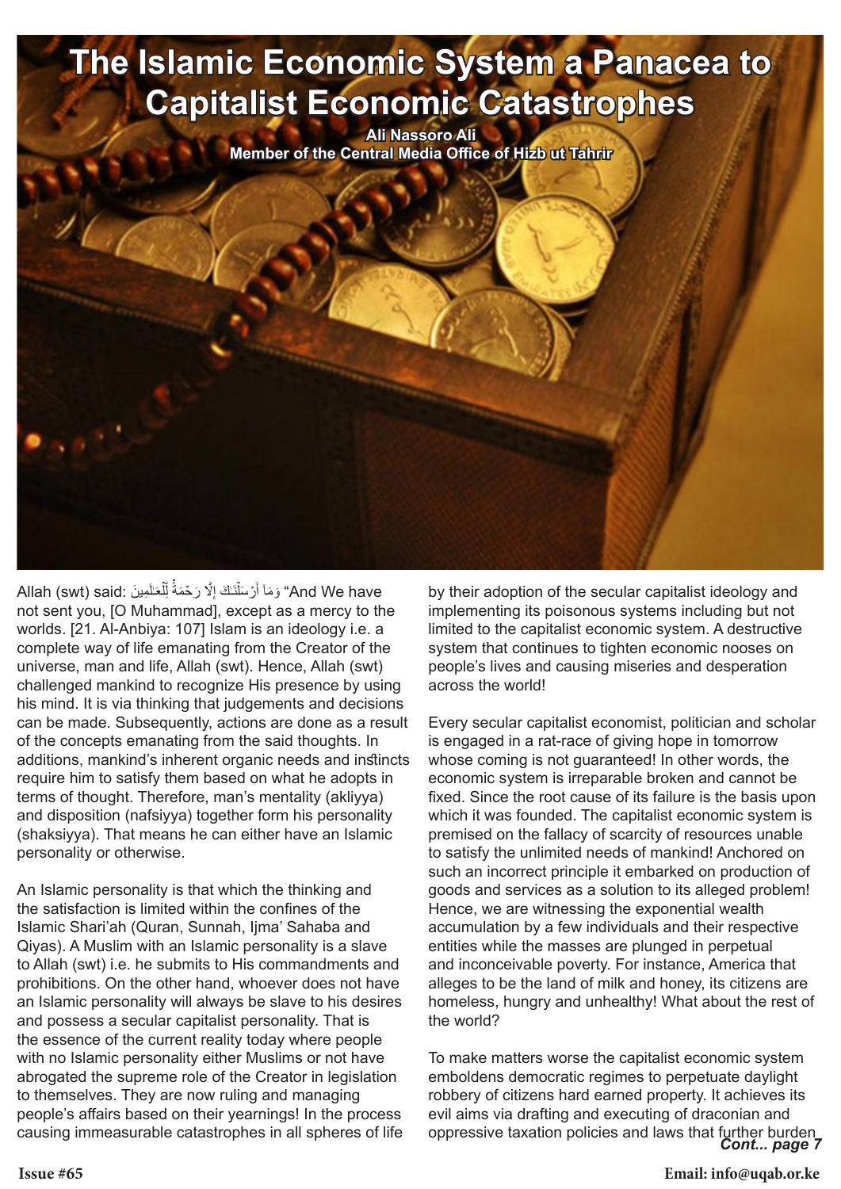# The Islamic Economic System a Panacea to Capitalist Economic Catastrophes

**Ali Nassoro Ali**
**Member of the Central Media Office of Hizb ut Tahrir**

Allah (swt) said: وَمَا أَرْسَلْنَاكَ إِلَّا رَحْمَةً لِّلْعَالَمِينَ "And We have not sent you, [O Muhammad], except as a mercy to the worlds. [21. Al-Anbiya: 107] Islam is an ideology i.e. a complete way of life emanating from the Creator of the universe, man and life, Allah (swt). Hence, Allah (swt) challenged mankind to recognize His presence by using his mind. It is via thinking that judgements and decisions can be made. Subsequently, actions are done as a result of the concepts emanating from the said thoughts. In additions, mankind's inherent organic needs and instincts require him to satisfy them based on what he adopts in terms of thought. Therefore, man's mentality (akliyya) and disposition (nafsiyya) together form his personality (shaksiyya). That means he can either have an Islamic personality or otherwise.

An Islamic personality is that which the thinking and the satisfaction is limited within the confines of the Islamic Shari'ah (Quran, Sunnah, Ijma' Sahaba and Qiyas). A Muslim with an Islamic personality is a slave to Allah (swt) i.e. he submits to His commandments and prohibitions. On the other hand, whoever does not have an Islamic personality will always be slave to his desires and possess a secular capitalist personality. That is the essence of the current reality today where people with no Islamic personality either Muslims or not have abrogated the supreme role of the Creator in legislation to themselves. They are now ruling and managing people's affairs based on their yearnings! In the process causing immeasurable catastrophes in all spheres of life by their adoption of the secular capitalist ideology and implementing its poisonous systems including but not limited to the capitalist economic system. A destructive system that continues to tighten economic nooses on people's lives and causing miseries and desperation across the world!

Every secular capitalist economist, politician and scholar is engaged in a rat-race of giving hope in tomorrow whose coming is not guaranteed! In other words, the economic system is irreparable broken and cannot be fixed. Since the root cause of its failure is the basis upon which it was founded. The capitalist economic system is premised on the fallacy of scarcity of resources unable to satisfy the unlimited needs of mankind! Anchored on such an incorrect principle it embarked on production of goods and services as a solution to its alleged problem! Hence, we are witnessing the exponential wealth accumulation by a few individuals and their respective entities while the masses are plunged in perpetual and inconceivable poverty. For instance, America that alleges to be the land of milk and honey, its citizens are homeless, hungry and unhealthy! What about the rest of the world?

To make matters worse the capitalist economic system emboldens democratic regimes to perpetuate daylight robbery of citizens hard earned property. It achieves its evil aims via drafting and executing of draconian and oppressive taxation policies and laws that further burden

*Cont... page 7*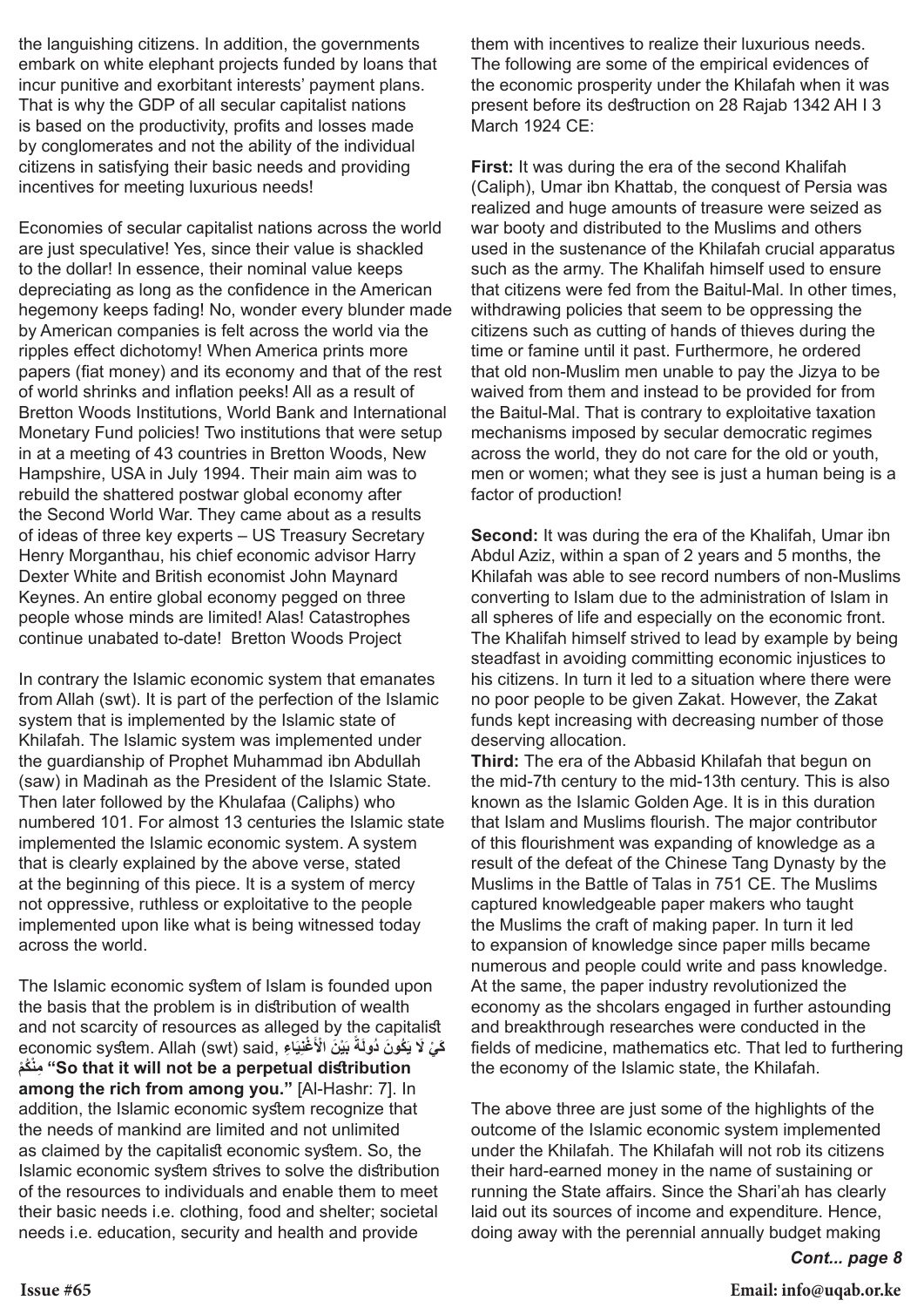the languishing citizens. In addition, the governments embark on white elephant projects funded by loans that incur punitive and exorbitant interests' payment plans. That is why the GDP of all secular capitalist nations is based on the productivity, profits and losses made by conglomerates and not the ability of the individual citizens in satisfying their basic needs and providing incentives for meeting luxurious needs!

Economies of secular capitalist nations across the world are just speculative! Yes, since their value is shackled to the dollar! In essence, their nominal value keeps depreciating as long as the confidence in the American hegemony keeps fading! No, wonder every blunder made by American companies is felt across the world via the ripples effect dichotomy! When America prints more papers (fiat money) and its economy and that of the rest of world shrinks and inflation peeks! All as a result of Bretton Woods Institutions, World Bank and International Monetary Fund policies! Two institutions that were setup in at a meeting of 43 countries in Bretton Woods, New Hampshire, USA in July 1994. Their main aim was to rebuild the shattered postwar global economy after the Second World War. They came about as a results of ideas of three key experts – US Treasury Secretary Henry Morganthau, his chief economic advisor Harry Dexter White and British economist John Maynard Keynes. An entire global economy pegged on three people whose minds are limited! Alas! Catastrophes continue unabated to-date! Bretton Woods Project

In contrary the Islamic economic system that emanates from Allah (swt). It is part of the perfection of the Islamic system that is implemented by the Islamic state of Khilafah. The Islamic system was implemented under the guardianship of Prophet Muhammad ibn Abdullah (saw) in Madinah as the President of the Islamic State. Then later followed by the Khulafaa (Caliphs) who numbered 101. For almost 13 centuries the Islamic state implemented the Islamic economic system. A system that is clearly explained by the above verse, stated at the beginning of this piece. It is a system of mercy not oppressive, ruthless or exploitative to the people implemented upon like what is being witnessed today across the world.

The Islamic economic system of Islam is founded upon the basis that the problem is in distribution of wealth and not scarcity of resources as alleged by the capitalist economic system. Allah (swt) said, كَيْ لَا يَكُونَ دُولَةً بَيْنَ الْأَغْنِيَاءِ مِنْكُمْ **"So that it will not be a perpetual distribution among the rich from among you."** [Al-Hashr: 7]. In addition, the Islamic economic system recognize that the needs of mankind are limited and not unlimited as claimed by the capitalist economic system. So, the Islamic economic system strives to solve the distribution of the resources to individuals and enable them to meet their basic needs i.e. clothing, food and shelter; societal needs i.e. education, security and health and provide them with incentives to realize their luxurious needs. The following are some of the empirical evidences of the economic prosperity under the Khilafah when it was present before its destruction on 28 Rajab 1342 AH I 3 March 1924 CE:

**First:** It was during the era of the second Khalifah (Caliph), Umar ibn Khattab, the conquest of Persia was realized and huge amounts of treasure were seized as war booty and distributed to the Muslims and others used in the sustenance of the Khilafah crucial apparatus such as the army. The Khalifah himself used to ensure that citizens were fed from the Baitul-Mal. In other times, withdrawing policies that seem to be oppressing the citizens such as cutting of hands of thieves during the time or famine until it past. Furthermore, he ordered that old non-Muslim men unable to pay the Jizya to be waived from them and instead to be provided for from the Baitul-Mal. That is contrary to exploitative taxation mechanisms imposed by secular democratic regimes across the world, they do not care for the old or youth, men or women; what they see is just a human being is a factor of production!

**Second:** It was during the era of the Khalifah, Umar ibn Abdul Aziz, within a span of 2 years and 5 months, the Khilafah was able to see record numbers of non-Muslims converting to Islam due to the administration of Islam in all spheres of life and especially on the economic front. The Khalifah himself strived to lead by example by being steadfast in avoiding committing economic injustices to his citizens. In turn it led to a situation where there were no poor people to be given Zakat. However, the Zakat funds kept increasing with decreasing number of those deserving allocation.

**Third:** The era of the Abbasid Khilafah that begun on the mid-7th century to the mid-13th century. This is also known as the Islamic Golden Age. It is in this duration that Islam and Muslims flourish. The major contributor of this flourishment was expanding of knowledge as a result of the defeat of the Chinese Tang Dynasty by the Muslims in the Battle of Talas in 751 CE. The Muslims captured knowledgeable paper makers who taught the Muslims the craft of making paper. In turn it led to expansion of knowledge since paper mills became numerous and people could write and pass knowledge. At the same, the paper industry revolutionized the economy as the shcolars engaged in further astounding and breakthrough researches were conducted in the fields of medicine, mathematics etc. That led to furthering the economy of the Islamic state, the Khilafah.

The above three are just some of the highlights of the outcome of the Islamic economic system implemented under the Khilafah. The Khilafah will not rob its citizens their hard-earned money in the name of sustaining or running the State affairs. Since the Shari'ah has clearly laid out its sources of income and expenditure. Hence, doing away with the perennial annually budget making

***Cont... page 8***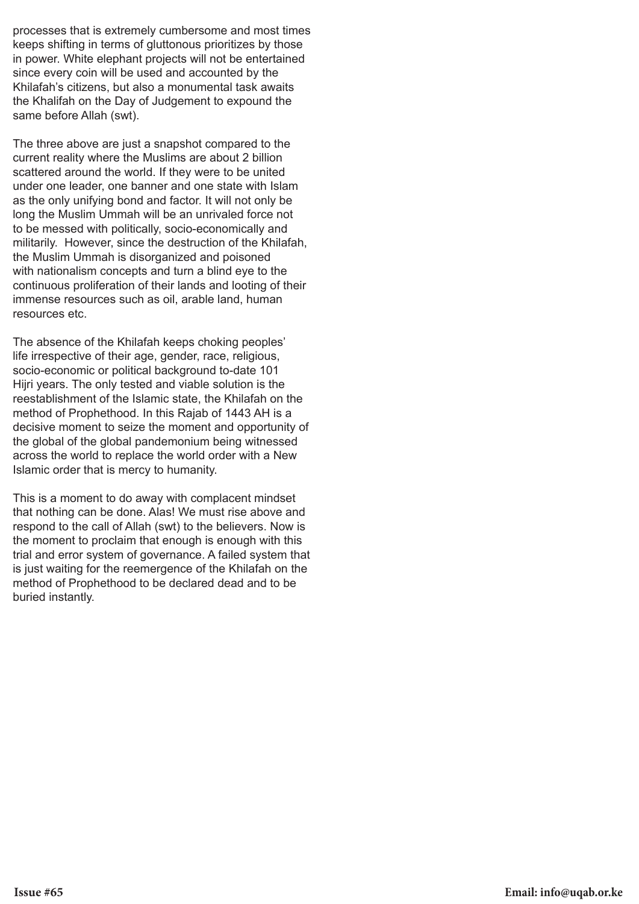processes that is extremely cumbersome and most times keeps shifting in terms of gluttonous prioritizes by those in power. White elephant projects will not be entertained since every coin will be used and accounted by the Khilafah's citizens, but also a monumental task awaits the Khalifah on the Day of Judgement to expound the same before Allah (swt).

The three above are just a snapshot compared to the current reality where the Muslims are about 2 billion scattered around the world. If they were to be united under one leader, one banner and one state with Islam as the only unifying bond and factor. It will not only be long the Muslim Ummah will be an unrivaled force not to be messed with politically, socio-economically and militarily. However, since the destruction of the Khilafah, the Muslim Ummah is disorganized and poisoned with nationalism concepts and turn a blind eye to the continuous proliferation of their lands and looting of their immense resources such as oil, arable land, human resources etc.

The absence of the Khilafah keeps choking peoples' life irrespective of their age, gender, race, religious, socio-economic or political background to-date 101 Hijri years. The only tested and viable solution is the reestablishment of the Islamic state, the Khilafah on the method of Prophethood. In this Rajab of 1443 AH is a decisive moment to seize the moment and opportunity of the global of the global pandemonium being witnessed across the world to replace the world order with a New Islamic order that is mercy to humanity.

This is a moment to do away with complacent mindset that nothing can be done. Alas! We must rise above and respond to the call of Allah (swt) to the believers. Now is the moment to proclaim that enough is enough with this trial and error system of governance. A failed system that is just waiting for the reemergence of the Khilafah on the method of Prophethood to be declared dead and to be buried instantly.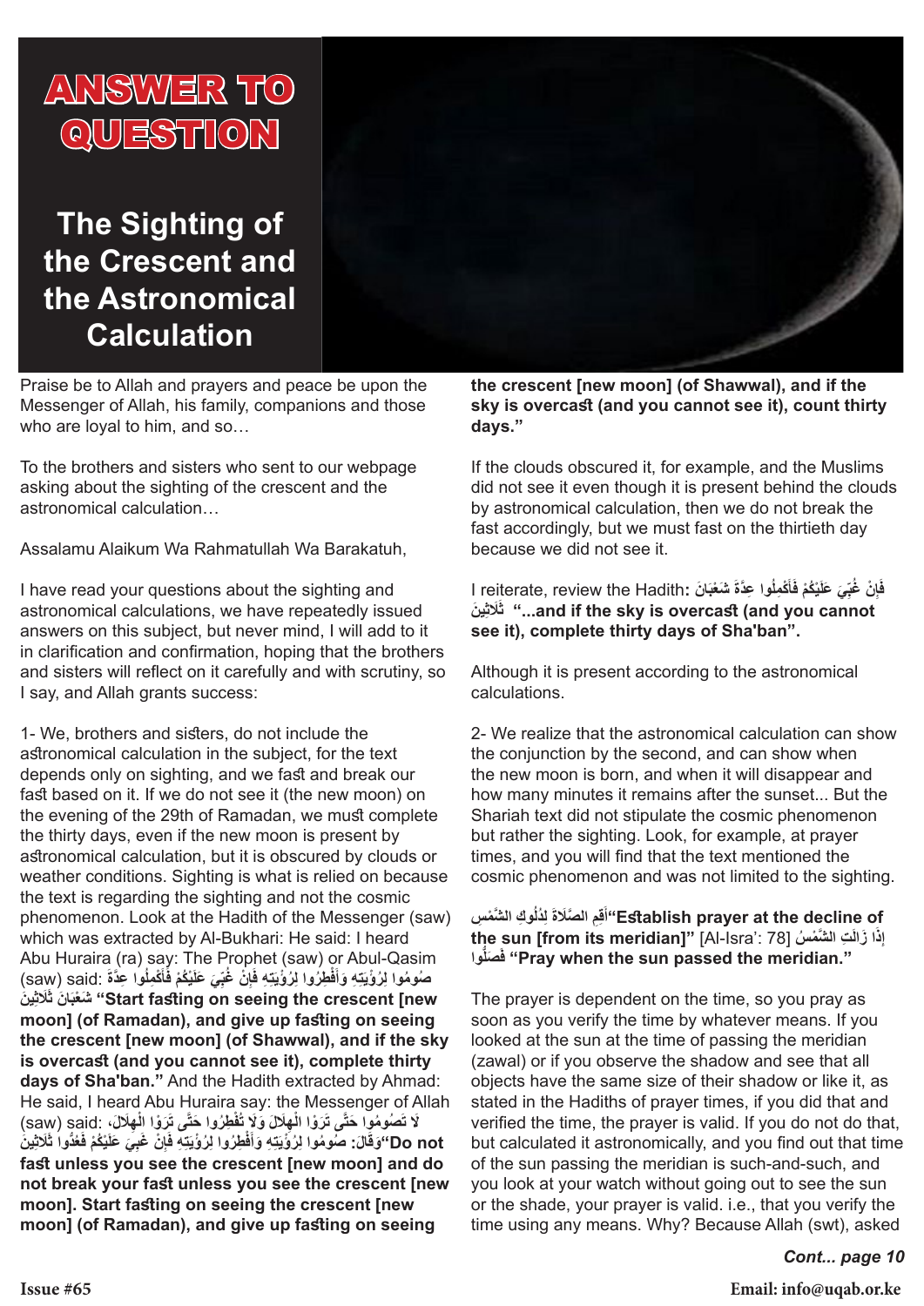# ANSWER TO QUESTION

## The Sighting of the Crescent and the Astronomical Calculation

Praise be to Allah and prayers and peace be upon the Messenger of Allah, his family, companions and those who are loyal to him, and so…

To the brothers and sisters who sent to our webpage asking about the sighting of the crescent and the astronomical calculation…

Assalamu Alaikum Wa Rahmatullah Wa Barakatuh,

I have read your questions about the sighting and astronomical calculations, we have repeatedly issued answers on this subject, but never mind, I will add to it in clarification and confirmation, hoping that the brothers and sisters will reflect on it carefully and with scrutiny, so I say, and Allah grants success:

1- We, brothers and sisters, do not include the astronomical calculation in the subject, for the text depends only on sighting, and we fast and break our fast based on it. If we do not see it (the new moon) on the evening of the 29th of Ramadan, we must complete the thirty days, even if the new moon is present by astronomical calculation, but it is obscured by clouds or weather conditions. Sighting is what is relied on because the text is regarding the sighting and not the cosmic phenomenon. Look at the Hadith of the Messenger (saw) which was extracted by Al-Bukhari: He said: I heard Abu Huraira (ra) say: The Prophet (saw) or Abul-Qasim (saw) said: صُومُوا لِرُؤْيَتِهِ وَأَفْطِرُوا لِرُؤْيَتِهِ فَإِنْ غُبِّيَ عَلَيْكُمْ فَأَكْمِلُوا عِدَّةَ شَعْبَانَ ثَلَاثِينَ **"Start fasting on seeing the crescent [new moon] (of Ramadan), and give up fasting on seeing the crescent [new moon] (of Shawwal), and if the sky is overcast (and you cannot see it), complete thirty days of Sha'ban."** And the Hadith extracted by Ahmad: He said, I heard Abu Huraira say: the Messenger of Allah (saw) said: لَا تَصُومُوا حَتَّى تَرَوْا الْهِلَالَ وَلَا تُفْطِرُوا حَتَّى تَرَوْا الْهِلَالَ، وَقَالَ: صُومُوا لِرُؤْيَتِهِ وَأَفْطِرُوا لِرُؤْيَتِهِ فَإِنْ غُبِّيَ عَلَيْكُمْ فَعُدُّوا ثَلَاثِينَ **"Do not fast unless you see the crescent [new moon] and do not break your fast unless you see the crescent [new moon]. Start fasting on seeing the crescent [new moon] (of Ramadan), and give up fasting on seeing the crescent [new moon] (of Shawwal), and if the sky is overcast (and you cannot see it), count thirty days."**

If the clouds obscured it, for example, and the Muslims did not see it even though it is present behind the clouds by astronomical calculation, then we do not break the fast accordingly, but we must fast on the thirtieth day because we did not see it.

I reiterate, review the Hadith: فَإِنْ غُبِّيَ عَلَيْكُمْ فَأَكْمِلُوا عِدَّةَ شَعْبَانَ ثَلَاثِينَ **"...and if the sky is overcast (and you cannot see it), complete thirty days of Sha'ban".**

Although it is present according to the astronomical calculations.

2- We realize that the astronomical calculation can show the conjunction by the second, and can show when the new moon is born, and when it will disappear and how many minutes it remains after the sunset... But the Shariah text did not stipulate the cosmic phenomenon but rather the sighting. Look, for example, at prayer times, and you will find that the text mentioned the cosmic phenomenon and was not limited to the sighting.

أَقِمِ الصَّلَاةَ لِدُلُوكِ الشَّمْسِ **"Establish prayer at the decline of the sun [from its meridian]"** [Al-Isra': 78] إِذَا زَالَتِ الشَّمْسُ فَصَلُّوا **"Pray when the sun passed the meridian."**

The prayer is dependent on the time, so you pray as soon as you verify the time by whatever means. If you looked at the sun at the time of passing the meridian (zawal) or if you observe the shadow and see that all objects have the same size of their shadow or like it, as stated in the Hadiths of prayer times, if you did that and verified the time, the prayer is valid. If you do not do that, but calculated it astronomically, and you find out that time of the sun passing the meridian is such-and-such, and you look at your watch without going out to see the sun or the shade, your prayer is valid. i.e., that you verify the time using any means. Why? Because Allah (swt), asked

*Cont... page 10*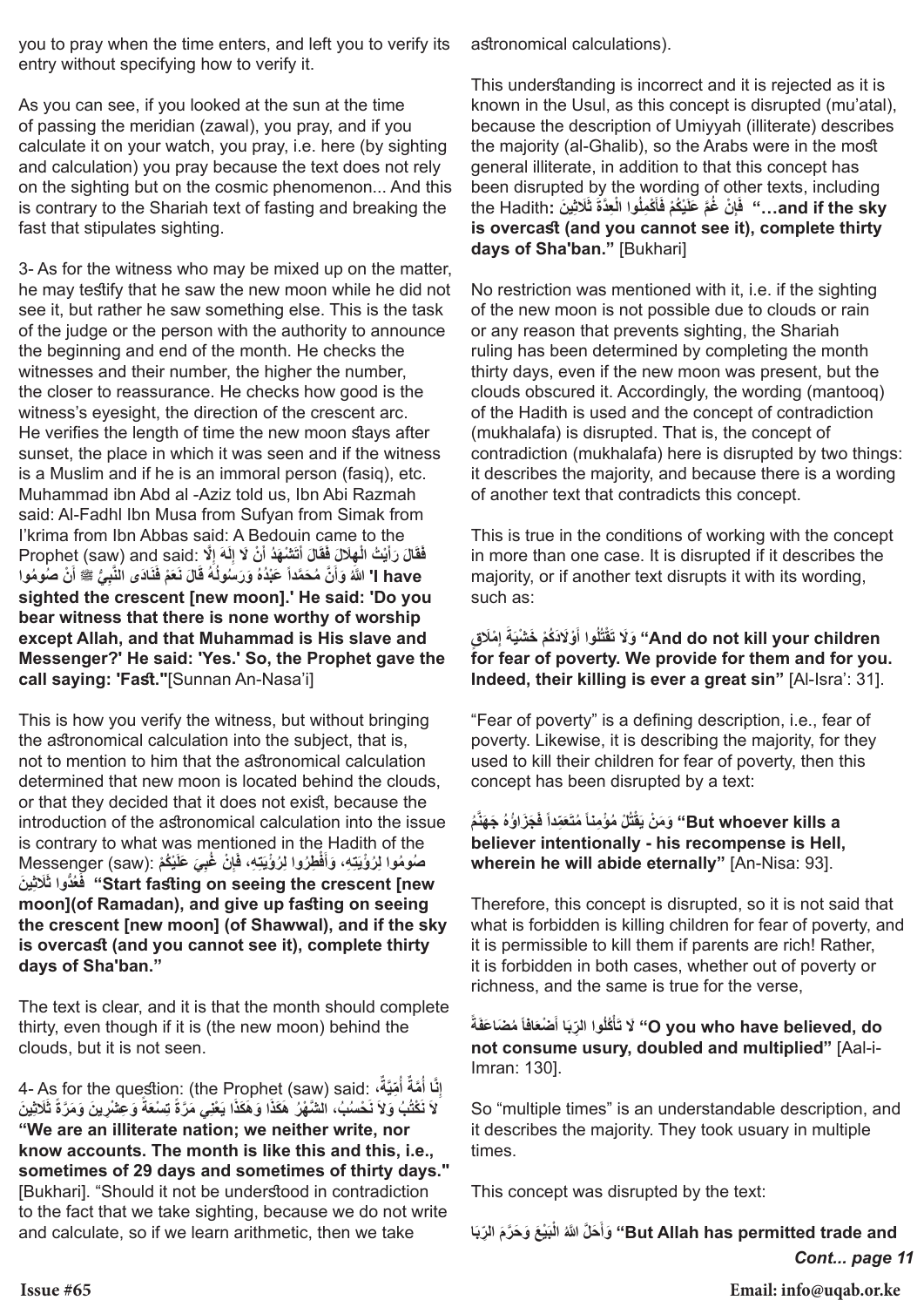you to pray when the time enters, and left you to verify its entry without specifying how to verify it.

As you can see, if you looked at the sun at the time of passing the meridian (zawal), you pray, and if you calculate it on your watch, you pray, i.e. here (by sighting and calculation) you pray because the text does not rely on the sighting but on the cosmic phenomenon... And this is contrary to the Shariah text of fasting and breaking the fast that stipulates sighting.

3- As for the witness who may be mixed up on the matter, he may testify that he saw the new moon while he did not see it, but rather he saw something else. This is the task of the judge or the person with the authority to announce the beginning and end of the month. He checks the witnesses and their number, the higher the number, the closer to reassurance. He checks how good is the witness's eyesight, the direction of the crescent arc. He verifies the length of time the new moon stays after sunset, the place in which it was seen and if the witness is a Muslim and if he is an immoral person (fasiq), etc. Muhammad ibn Abd al -Aziz told us, Ibn Abi Razmah said: Al-Fadhl Ibn Musa from Sufyan from Simak from I'krima from Ibn Abbas said: A Bedouin came to the Prophet (saw) and said: فَقَالَ رَأَيْتُ الْهِلاَلَ فَقَالَ أَتَشْهَدُ أَنْ لاَ إِلَهَ إِلاَّ اللَّهُ وَأَنَّ مُحَمَّداً عَبْدُهُ وَرَسُولُهُ قَالَ نَعَمْ فَنَادَى النَّبِيُّ ﷺ أَنْ صُومُوا **'I have sighted the crescent [new moon].' He said: 'Do you bear witness that there is none worthy of worship except Allah, and that Muhammad is His slave and Messenger?' He said: 'Yes.' So, the Prophet gave the call saying: 'Fast."**[Sunnan An-Nasa'i]

This is how you verify the witness, but without bringing the astronomical calculation into the subject, that is, not to mention to him that the astronomical calculation determined that new moon is located behind the clouds, or that they decided that it does not exist, because the introduction of the astronomical calculation into the issue is contrary to what was mentioned in the Hadith of the Messenger (saw): صُومُوا لِرُؤْيَتِهِ، وَأَفْطِرُوا لِرُؤْيَتِهِ، فَإِنْ غُبِيَ عَلَيْكُمْ فَعُدُّوا ثَلَاثِينَ **"Start fasting on seeing the crescent [new moon](of Ramadan), and give up fasting on seeing the crescent [new moon] (of Shawwal), and if the sky is overcast (and you cannot see it), complete thirty days of Sha'ban."**

The text is clear, and it is that the month should complete thirty, even though if it is (the new moon) behind the clouds, but it is not seen.

4- As for the question: (the Prophet (saw) said: إِنَّا أُمَّةٌ أُمِّيَّةٌ، لاَ نَكْتُبُ وَلاَ نَحْسُبُ، الشَّهْرُ هَكَذَا وَهَكَذَا يَعْنِي مَرَّةً تِسْعَةً وَعِشْرِينَ وَمَرَّةً ثَلاَثِينَ **"We are an illiterate nation; we neither write, nor know accounts. The month is like this and this, i.e., sometimes of 29 days and sometimes of thirty days."** [Bukhari]. "Should it not be understood in contradiction to the fact that we take sighting, because we do not write and calculate, so if we learn arithmetic, then we take astronomical calculations).

This understanding is incorrect and it is rejected as it is known in the Usul, as this concept is disrupted (mu'atal), because the description of Umiyyah (illiterate) describes the majority (al-Ghalib), so the Arabs were in the most general illiterate, in addition to that this concept has been disrupted by the wording of other texts, including the Hadith**:** فَإِنْ غُمَّ عَلَيْكُمْ فَأَكْمِلُوا الْعِدَّةَ ثَلَاثِينَ **"…and if the sky is overcast (and you cannot see it), complete thirty days of Sha'ban."** [Bukhari]

No restriction was mentioned with it, i.e. if the sighting of the new moon is not possible due to clouds or rain or any reason that prevents sighting, the Shariah ruling has been determined by completing the month thirty days, even if the new moon was present, but the clouds obscured it. Accordingly, the wording (mantooq) of the Hadith is used and the concept of contradiction (mukhalafa) is disrupted. That is, the concept of contradiction (mukhalafa) here is disrupted by two things: it describes the majority, and because there is a wording of another text that contradicts this concept.

This is true in the conditions of working with the concept in more than one case. It is disrupted if it describes the majority, or if another text disrupts it with its wording, such as:

وَلَا تَقْتُلُوا أَوْلَادَكُمْ خَشْيَةَ إِمْلَاقٍ **"And do not kill your children for fear of poverty. We provide for them and for you. Indeed, their killing is ever a great sin"** [Al-Isra': 31].

"Fear of poverty" is a defining description, i.e., fear of poverty. Likewise, it is describing the majority, for they used to kill their children for fear of poverty, then this concept has been disrupted by a text:

وَمَنْ يَقْتُلْ مُؤْمِناً مُتَعَمِّداً فَجَزَاؤُهُ جَهَنَّمُ **"But whoever kills a believer intentionally - his recompense is Hell, wherein he will abide eternally"** [An-Nisa: 93].

Therefore, this concept is disrupted, so it is not said that what is forbidden is killing children for fear of poverty, and it is permissible to kill them if parents are rich! Rather, it is forbidden in both cases, whether out of poverty or richness, and the same is true for the verse,

لَا تَأْكُلُوا الرِّبَا أَضْعَافاً مُضَاعَفَةً **"O you who have believed, do not consume usury, doubled and multiplied"** [Aal-i-Imran: 130].

So "multiple times" is an understandable description, and it describes the majority. They took usuary in multiple times.

This concept was disrupted by the text:

وَأَحَلَّ اللَّهُ الْبَيْعَ وَحَرَّمَ الرِّبَا **"But Allah has permitted trade and**

***Cont... page 11***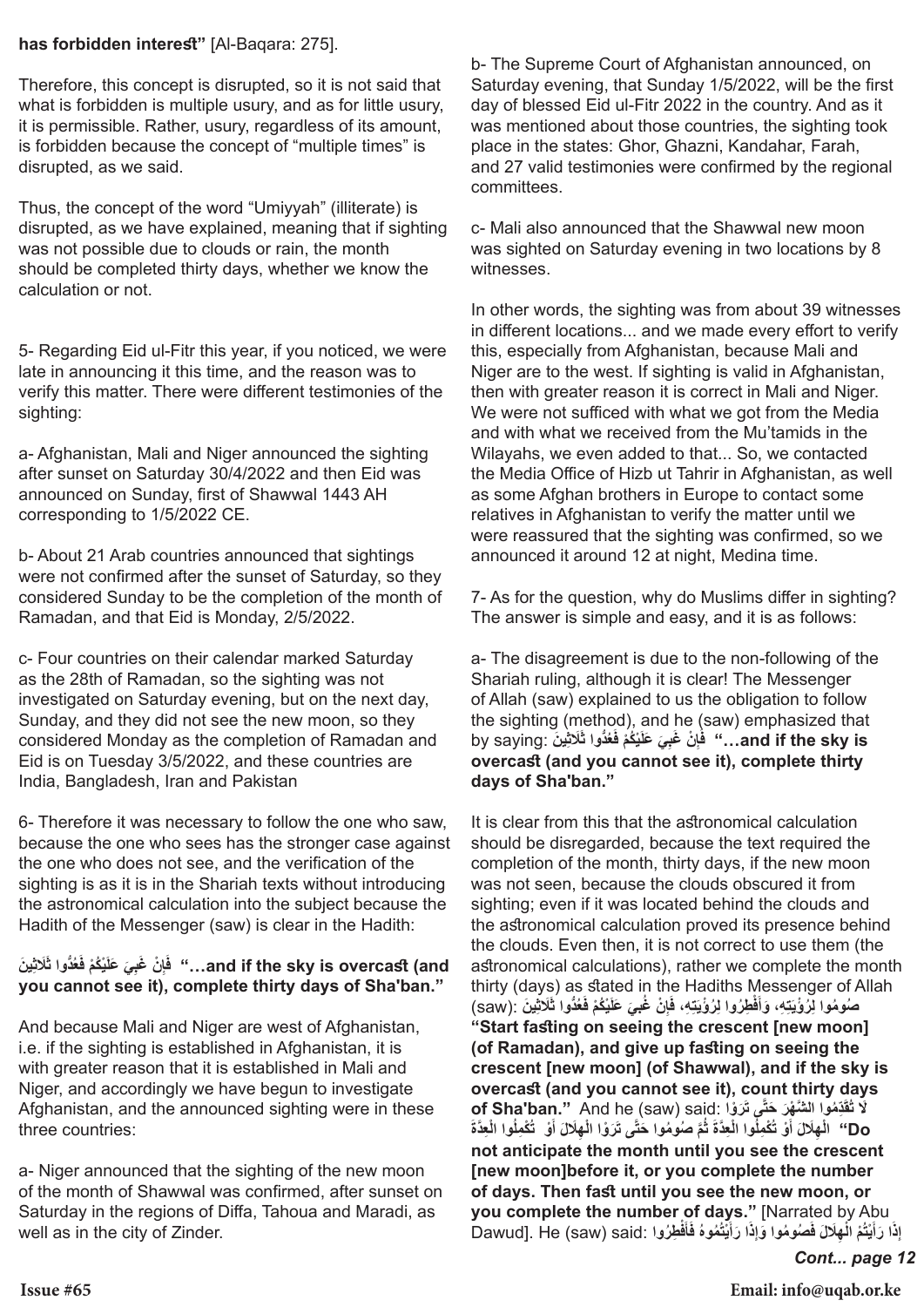**has forbidden interest"** [Al-Baqara: 275].

Therefore, this concept is disrupted, so it is not said that what is forbidden is multiple usury, and as for little usury, it is permissible. Rather, usury, regardless of its amount, is forbidden because the concept of "multiple times" is disrupted, as we said.

Thus, the concept of the word "Umiyyah" (illiterate) is disrupted, as we have explained, meaning that if sighting was not possible due to clouds or rain, the month should be completed thirty days, whether we know the calculation or not.

5- Regarding Eid ul-Fitr this year, if you noticed, we were late in announcing it this time, and the reason was to verify this matter. There were different testimonies of the sighting:

a- Afghanistan, Mali and Niger announced the sighting after sunset on Saturday 30/4/2022 and then Eid was announced on Sunday, first of Shawwal 1443 AH corresponding to 1/5/2022 CE.

b- About 21 Arab countries announced that sightings were not confirmed after the sunset of Saturday, so they considered Sunday to be the completion of the month of Ramadan, and that Eid is Monday, 2/5/2022.

c- Four countries on their calendar marked Saturday as the 28th of Ramadan, so the sighting was not investigated on Saturday evening, but on the next day, Sunday, and they did not see the new moon, so they considered Monday as the completion of Ramadan and Eid is on Tuesday 3/5/2022, and these countries are India, Bangladesh, Iran and Pakistan

6- Therefore it was necessary to follow the one who saw, because the one who sees has the stronger case against the one who does not see, and the verification of the sighting is as it is in the Shariah texts without introducing the astronomical calculation into the subject because the Hadith of the Messenger (saw) is clear in the Hadith:

فَإِنْ غَبِيَ عَلَيْكُمْ فَعُدُّوا ثَلَاثِينَ **"…and if the sky is overcast (and you cannot see it), complete thirty days of Sha'ban."**

And because Mali and Niger are west of Afghanistan, i.e. if the sighting is established in Afghanistan, it is with greater reason that it is established in Mali and Niger, and accordingly we have begun to investigate Afghanistan, and the announced sighting were in these three countries:

a- Niger announced that the sighting of the new moon of the month of Shawwal was confirmed, after sunset on Saturday in the regions of Diffa, Tahoua and Maradi, as well as in the city of Zinder.

b- The Supreme Court of Afghanistan announced, on Saturday evening, that Sunday 1/5/2022, will be the first day of blessed Eid ul-Fitr 2022 in the country. And as it was mentioned about those countries, the sighting took place in the states: Ghor, Ghazni, Kandahar, Farah, and 27 valid testimonies were confirmed by the regional committees.

c- Mali also announced that the Shawwal new moon was sighted on Saturday evening in two locations by 8 witnesses.

In other words, the sighting was from about 39 witnesses in different locations... and we made every effort to verify this, especially from Afghanistan, because Mali and Niger are to the west. If sighting is valid in Afghanistan, then with greater reason it is correct in Mali and Niger. We were not sufficed with what we got from the Media and with what we received from the Mu'tamids in the Wilayahs, we even added to that... So, we contacted the Media Office of Hizb ut Tahrir in Afghanistan, as well as some Afghan brothers in Europe to contact some relatives in Afghanistan to verify the matter until we were reassured that the sighting was confirmed, so we announced it around 12 at night, Medina time.

7- As for the question, why do Muslims differ in sighting? The answer is simple and easy, and it is as follows:

a- The disagreement is due to the non-following of the Shariah ruling, although it is clear! The Messenger of Allah (saw) explained to us the obligation to follow the sighting (method), and he (saw) emphasized that by saying: فَإِنْ غَبِيَ عَلَيْكُمْ فَعُدُّوا ثَلَاثِينَ **"…and if the sky is overcast (and you cannot see it), complete thirty days of Sha'ban."**

It is clear from this that the astronomical calculation should be disregarded, because the text required the completion of the month, thirty days, if the new moon was not seen, because the clouds obscured it from sighting; even if it was located behind the clouds and the astronomical calculation proved its presence behind the clouds. Even then, it is not correct to use them (the astronomical calculations), rather we complete the month thirty (days) as stated in the Hadiths Messenger of Allah (saw): صُومُوا لِرُؤْيَتِهِ، وَأَفْطِرُوا لِرُؤْيَتِهِ، فَإِنْ غُبِّيَ عَلَيْكُمْ فَعُدُّوا ثَلَاثِينَ **"Start fasting on seeing the crescent [new moon] (of Ramadan), and give up fasting on seeing the crescent [new moon] (of Shawwal), and if the sky is overcast (and you cannot see it), count thirty days of Sha'ban."** And he (saw) said: لَا تُقَدِّمُوا الشَّهْرَ حَتَّى تَرَوْا الْهِلَالَ أَوْ تُكْمِلُوا الْعِدَّةَ ثُمَّ صُومُوا حَتَّى تَرَوْا الْهِلَالَ أَوْ تُكْمِلُوا الْعِدَّةَ **"Do not anticipate the month until you see the crescent [new moon]before it, or you complete the number of days. Then fast until you see the new moon, or you complete the number of days."** [Narrated by Abu Dawud]. He (saw) said: إِذَا رَأَيْتُمْ الْهِلَالَ فَصُومُوا وَإِذَا رَأَيْتُمُوهُ فَأَفْطِرُوا

*Cont... page 12*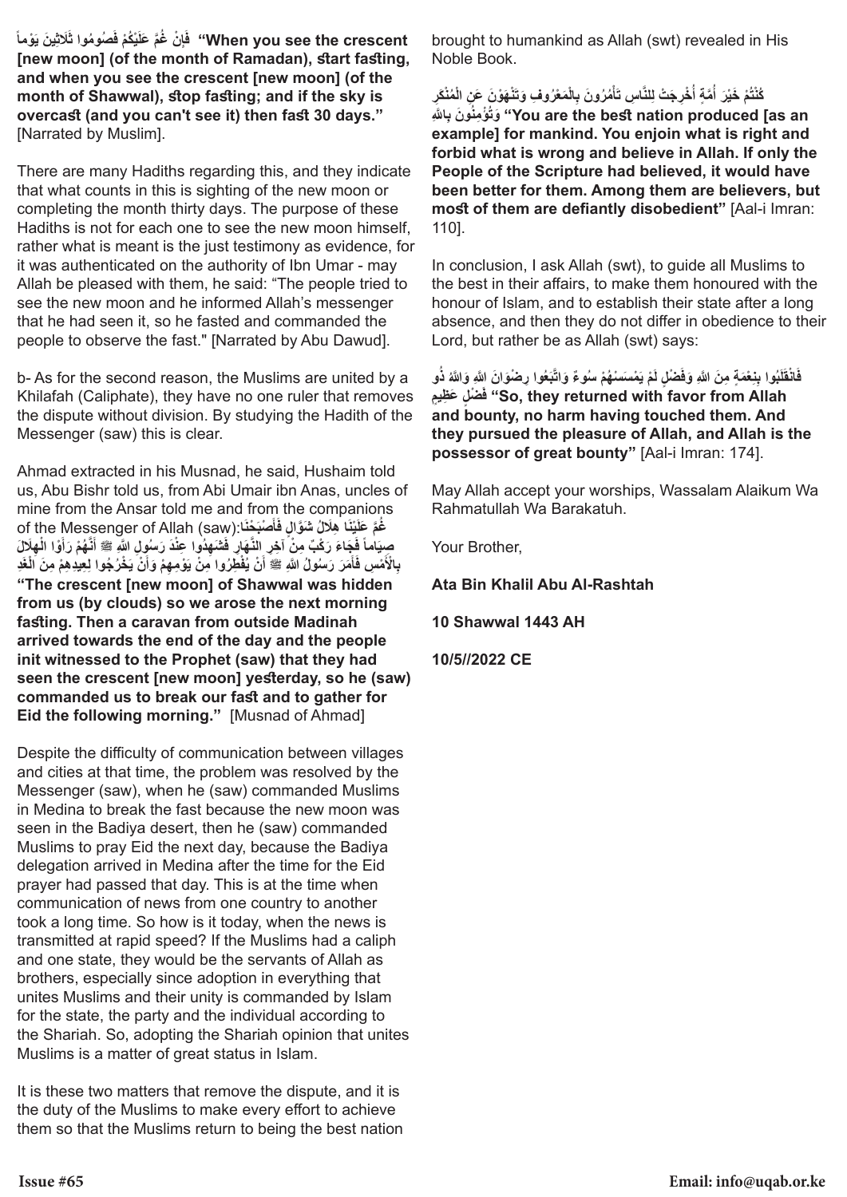فَإِنْ غُمَّ عَلَيْكُمْ فَصُومُوا ثَلَاثِينَ يَوْماً **"When you see the crescent [new moon] (of the month of Ramadan), start fasting, and when you see the crescent [new moon] (of the month of Shawwal), stop fasting; and if the sky is overcast (and you can't see it) then fast 30 days."** [Narrated by Muslim].

There are many Hadiths regarding this, and they indicate that what counts in this is sighting of the new moon or completing the month thirty days. The purpose of these Hadiths is not for each one to see the new moon himself, rather what is meant is the just testimony as evidence, for it was authenticated on the authority of Ibn Umar - may Allah be pleased with them, he said: "The people tried to see the new moon and he informed Allah's messenger that he had seen it, so he fasted and commanded the people to observe the fast." [Narrated by Abu Dawud].

b- As for the second reason, the Muslims are united by a Khilafah (Caliphate), they have no one ruler that removes the dispute without division. By studying the Hadith of the Messenger (saw) this is clear.

Ahmad extracted in his Musnad, he said, Hushaim told us, Abu Bishr told us, from Abi Umair ibn Anas, uncles of mine from the Ansar told me and from the companions of the Messenger of Allah (saw): غُمَّ عَلَيْنَا هِلَالُ شَوَّالٍ فَأَصْبَحْنَا صِيَاماً فَجَاءَ رَكْبٌ مِنْ آخِرِ النَّهَارِ فَشَهِدُوا عِنْدَ رَسُولِ اللهِ ﷺ أَنَّهُمْ رَأَوْا الْهِلَالَ بِالْأَمْسِ فَأَمَرَ رَسُولُ اللهِ ﷺ أَنْ يُفْطِرُوا مِنْ يَوْمِهِمْ وَأَنْ يَخْرُجُوا لِعِيدِهِمْ مِنَ الْغَدِ **"The crescent [new moon] of Shawwal was hidden from us (by clouds) so we arose the next morning fasting. Then a caravan from outside Madinah arrived towards the end of the day and the people init witnessed to the Prophet (saw) that they had seen the crescent [new moon] yesterday, so he (saw) commanded us to break our fast and to gather for Eid the following morning."** [Musnad of Ahmad]

Despite the difficulty of communication between villages and cities at that time, the problem was resolved by the Messenger (saw), when he (saw) commanded Muslims in Medina to break the fast because the new moon was seen in the Badiya desert, then he (saw) commanded Muslims to pray Eid the next day, because the Badiya delegation arrived in Medina after the time for the Eid prayer had passed that day. This is at the time when communication of news from one country to another took a long time. So how is it today, when the news is transmitted at rapid speed? If the Muslims had a caliph and one state, they would be the servants of Allah as brothers, especially since adoption in everything that unites Muslims and their unity is commanded by Islam for the state, the party and the individual according to the Shariah. So, adopting the Shariah opinion that unites Muslims is a matter of great status in Islam.

It is these two matters that remove the dispute, and it is the duty of the Muslims to make every effort to achieve them so that the Muslims return to being the best nation brought to humankind as Allah (swt) revealed in His Noble Book.

كُنْتُمْ خَيْرَ أُمَّةٍ أُخْرِجَتْ لِلنَّاسِ تَأْمُرُونَ بِالْمَعْرُوفِ وَتَنْهَوْنَ عَنِ الْمُنْكَرِ وَتُؤْمِنُونَ بِاللَّهِ **"You are the best nation produced [as an example] for mankind. You enjoin what is right and forbid what is wrong and believe in Allah. If only the People of the Scripture had believed, it would have been better for them. Among them are believers, but most of them are defiantly disobedient"** [Aal-i Imran: 110].

In conclusion, I ask Allah (swt), to guide all Muslims to the best in their affairs, to make them honoured with the honour of Islam, and to establish their state after a long absence, and then they do not differ in obedience to their Lord, but rather be as Allah (swt) says:

فَانْقَلَبُوا بِنِعْمَةٍ مِنَ اللهِ وَفَضْلٍ لَمْ يَمْسَسْهُمْ سُوءٌ وَاتَّبَعُوا رِضْوَانَ اللهِ وَاللهُ ذُو فَضْلٍ عَظِيمٍ **"So, they returned with favor from Allah and bounty, no harm having touched them. And they pursued the pleasure of Allah, and Allah is the possessor of great bounty"** [Aal-i Imran: 174].

May Allah accept your worships, Wassalam Alaikum Wa Rahmatullah Wa Barakatuh.

Your Brother,

**Ata Bin Khalil Abu Al-Rashtah**

**10 Shawwal 1443 AH**

**10/5//2022 CE**